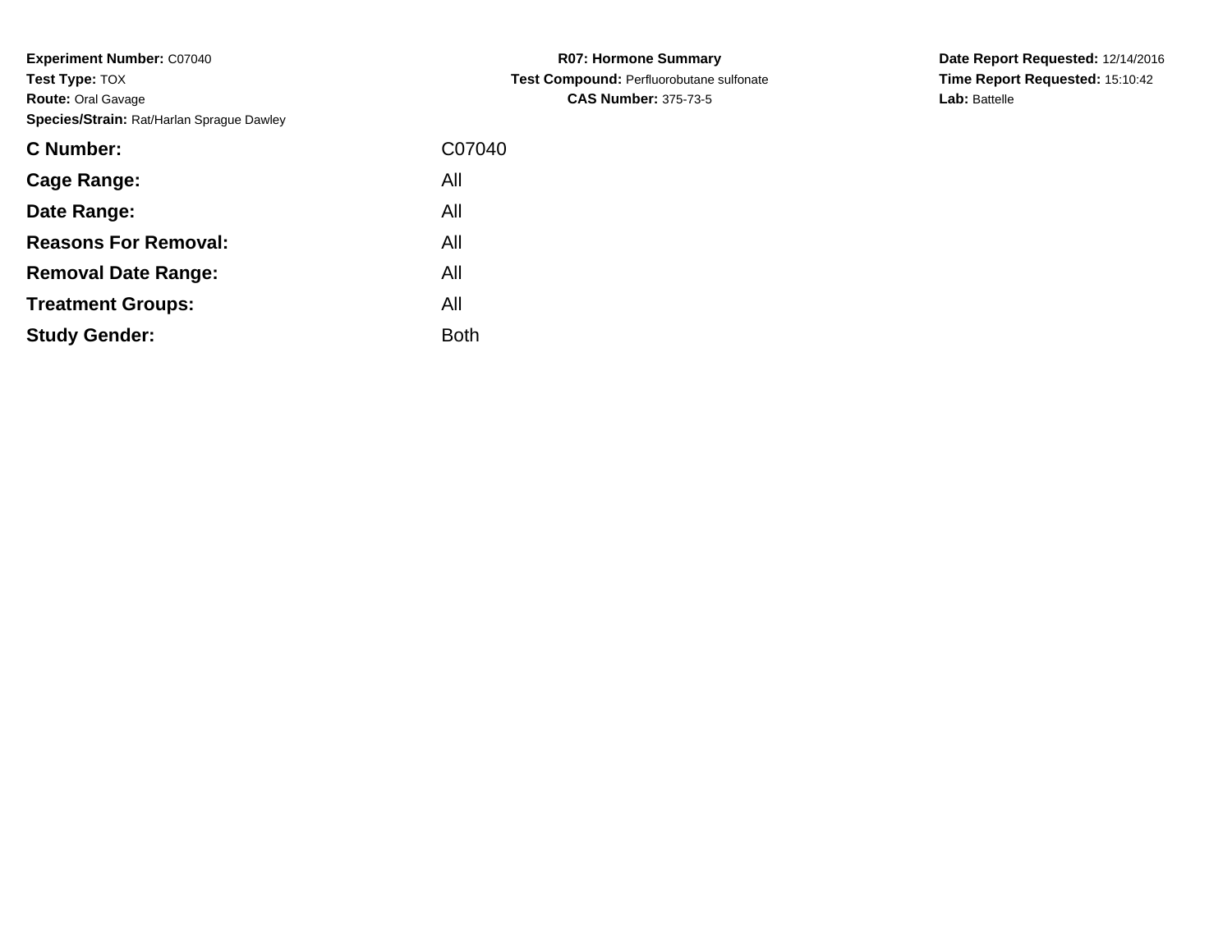**Experiment Number:** C07040
**Test Type:** TOX
**Route:** Oral Gavage
**Species/Strain:** Rat/Harlan Sprague Dawley

**R07: Hormone Summary**
**Test Compound:** Perfluorobutane sulfonate
**CAS Number:** 375-73-5

**Date Report Requested:** 12/14/2016
**Time Report Requested:** 15:10:42
**Lab:** Battelle

| | |
|---|---|
| **C Number:** | C07040 |
| **Cage Range:** | All |
| **Date Range:** | All |
| **Reasons For Removal:** | All |
| **Removal Date Range:** | All |
| **Treatment Groups:** | All |
| **Study Gender:** | Both |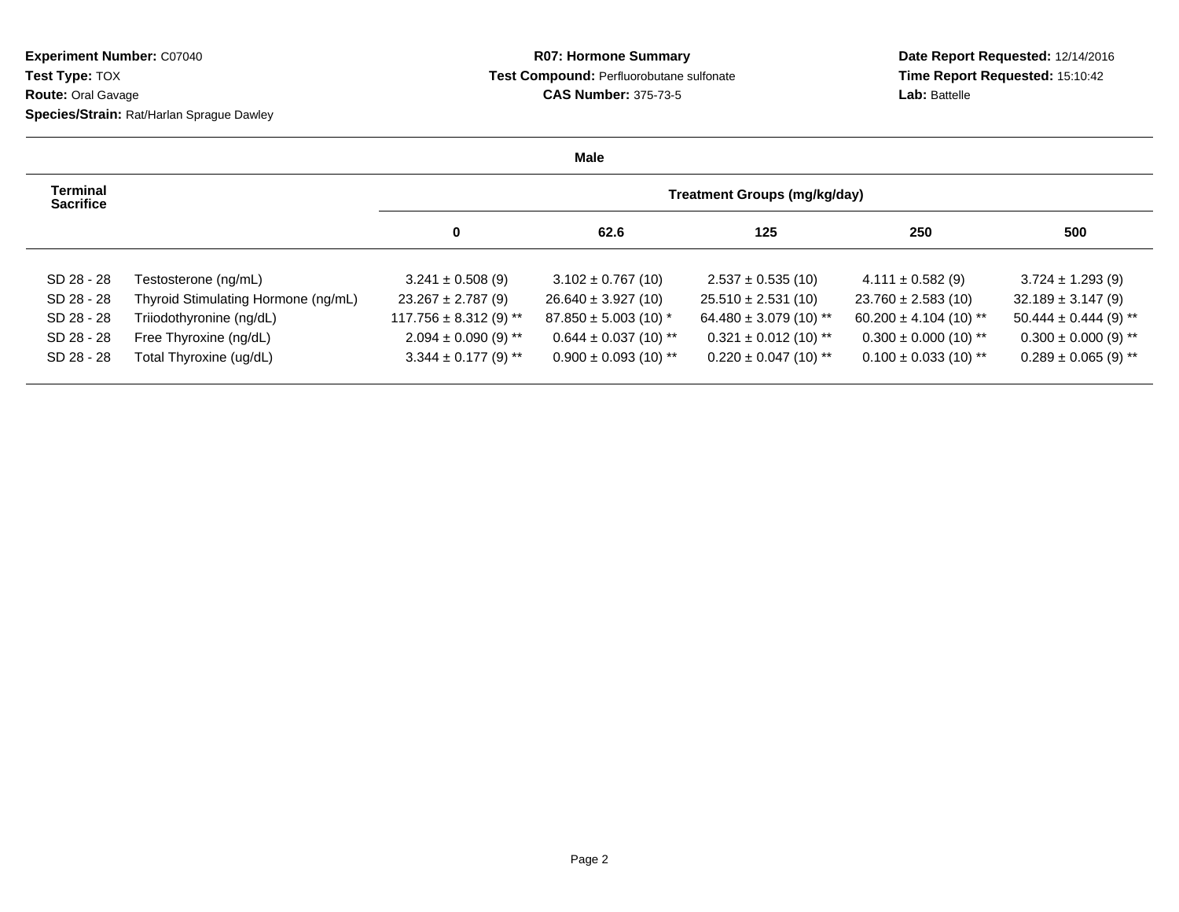**Experiment Number:** C07040
**Test Type:** TOX
**Route:** Oral Gavage
**Species/Strain:** Rat/Harlan Sprague Dawley

**R07: Hormone Summary**
**Test Compound:** Perfluorobutane sulfonate
**CAS Number:** 375-73-5

**Date Report Requested:** 12/14/2016
**Time Report Requested:** 15:10:42
**Lab:** Battelle

**Male**

| Terminal Sacrifice | | Treatment Groups (mg/kg/day) | | | | |
|---|---|---|---|---|---|---|
| | | 0 | 62.6 | 125 | 250 | 500 |
| SD 28 - 28 | Testosterone (ng/mL) | 3.241 ± 0.508 (9) | 3.102 ± 0.767 (10) | 2.537 ± 0.535 (10) | 4.111 ± 0.582 (9) | 3.724 ± 1.293 (9) |
| SD 28 - 28 | Thyroid Stimulating Hormone (ng/mL) | 23.267 ± 2.787 (9) | 26.640 ± 3.927 (10) | 25.510 ± 2.531 (10) | 23.760 ± 2.583 (10) | 32.189 ± 3.147 (9) |
| SD 28 - 28 | Triiodothyronine (ng/dL) | 117.756 ± 8.312 (9) ** | 87.850 ± 5.003 (10) * | 64.480 ± 3.079 (10) ** | 60.200 ± 4.104 (10) ** | 50.444 ± 0.444 (9) ** |
| SD 28 - 28 | Free Thyroxine (ng/dL) | 2.094 ± 0.090 (9) ** | 0.644 ± 0.037 (10) ** | 0.321 ± 0.012 (10) ** | 0.300 ± 0.000 (10) ** | 0.300 ± 0.000 (9) ** |
| SD 28 - 28 | Total Thyroxine (ug/dL) | 3.344 ± 0.177 (9) ** | 0.900 ± 0.093 (10) ** | 0.220 ± 0.047 (10) ** | 0.100 ± 0.033 (10) ** | 0.289 ± 0.065 (9) ** |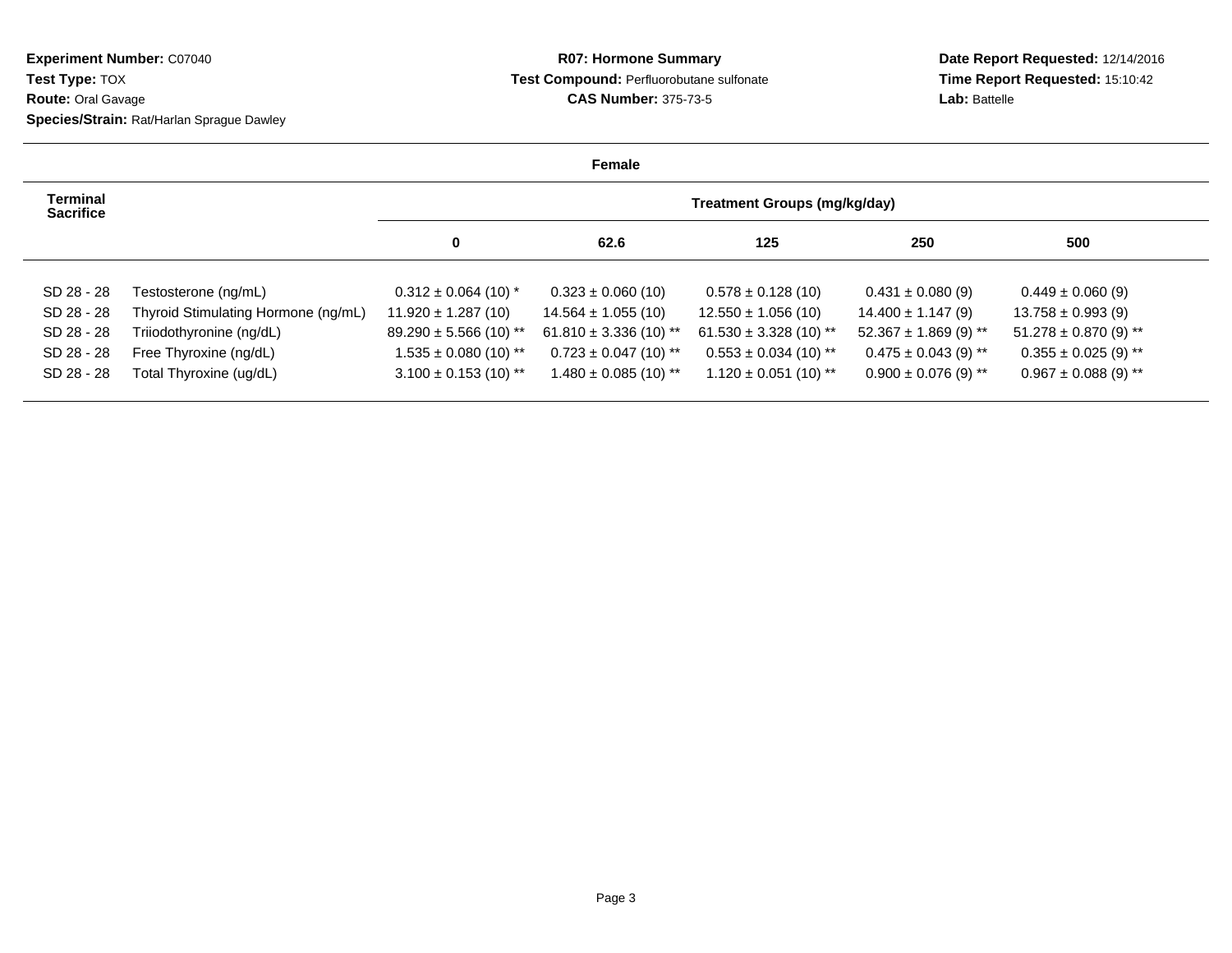**Experiment Number:** C07040
**Test Type:** TOX
**Route:** Oral Gavage
**Species/Strain:** Rat/Harlan Sprague Dawley

**R07: Hormone Summary**
**Test Compound:** Perfluorobutane sulfonate
**CAS Number:** 375-73-5

**Date Report Requested:** 12/14/2016
**Time Report Requested:** 15:10:42
**Lab:** Battelle

**Female**

| Terminal Sacrifice | | Treatment Groups (mg/kg/day) | | | | |
|---|---|---|---|---|---|---|
| | | 0 | 62.6 | 125 | 250 | 500 |
| SD 28 - 28 | Testosterone (ng/mL) | 0.312 ± 0.064 (10) * | 0.323 ± 0.060 (10) | 0.578 ± 0.128 (10) | 0.431 ± 0.080 (9) | 0.449 ± 0.060 (9) |
| SD 28 - 28 | Thyroid Stimulating Hormone (ng/mL) | 11.920 ± 1.287 (10) | 14.564 ± 1.055 (10) | 12.550 ± 1.056 (10) | 14.400 ± 1.147 (9) | 13.758 ± 0.993 (9) |
| SD 28 - 28 | Triiodothyronine (ng/dL) | 89.290 ± 5.566 (10) ** | 61.810 ± 3.336 (10) ** | 61.530 ± 3.328 (10) ** | 52.367 ± 1.869 (9) ** | 51.278 ± 0.870 (9) ** |
| SD 28 - 28 | Free Thyroxine (ng/dL) | 1.535 ± 0.080 (10) ** | 0.723 ± 0.047 (10) ** | 0.553 ± 0.034 (10) ** | 0.475 ± 0.043 (9) ** | 0.355 ± 0.025 (9) ** |
| SD 28 - 28 | Total Thyroxine (ug/dL) | 3.100 ± 0.153 (10) ** | 1.480 ± 0.085 (10) ** | 1.120 ± 0.051 (10) ** | 0.900 ± 0.076 (9) ** | 0.967 ± 0.088 (9) ** |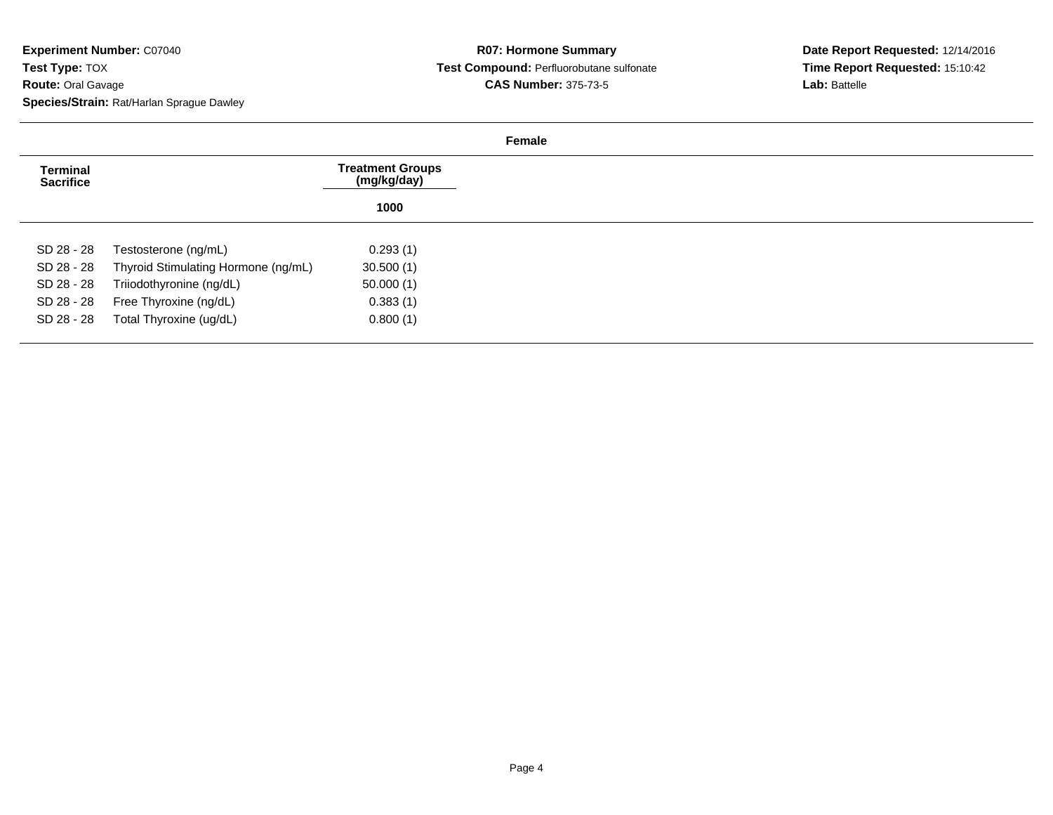**Experiment Number:** C07040
**Test Type:** TOX
**Route:** Oral Gavage
**Species/Strain:** Rat/Harlan Sprague Dawley

**R07: Hormone Summary**
**Test Compound:** Perfluorobutane sulfonate
**CAS Number:** 375-73-5

**Date Report Requested:** 12/14/2016
**Time Report Requested:** 15:10:42
**Lab:** Battelle

**Female**

| Terminal Sacrifice | | Treatment Groups (mg/kg/day) |
|---|---|---|
| | | 1000 |
| SD 28 - 28 | Testosterone (ng/mL) | 0.293 (1) |
| SD 28 - 28 | Thyroid Stimulating Hormone (ng/mL) | 30.500 (1) |
| SD 28 - 28 | Triiodothyronine (ng/dL) | 50.000 (1) |
| SD 28 - 28 | Free Thyroxine (ng/dL) | 0.383 (1) |
| SD 28 - 28 | Total Thyroxine (ug/dL) | 0.800 (1) |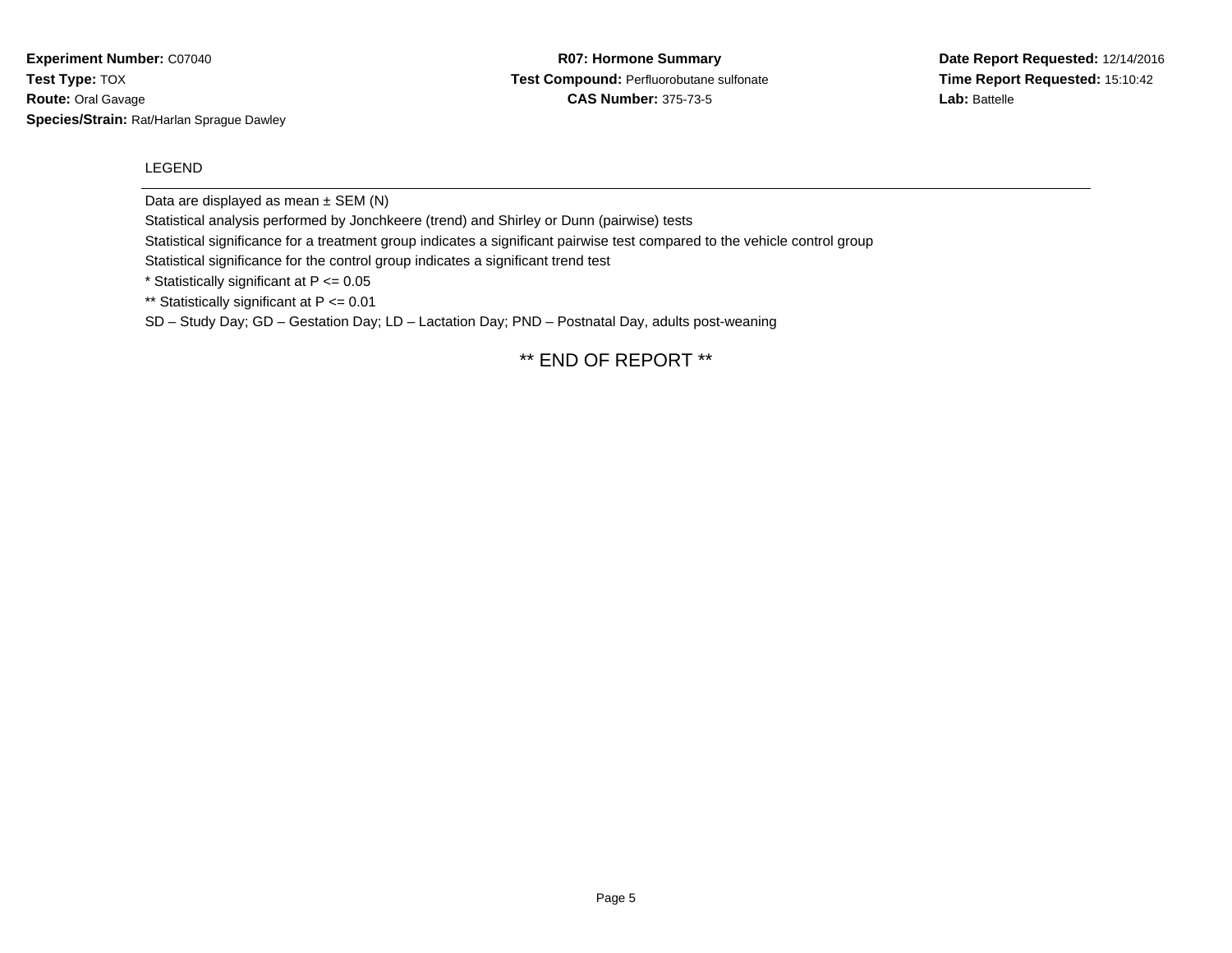**Experiment Number:** C07040
**Test Type:** TOX
**Route:** Oral Gavage
**Species/Strain:** Rat/Harlan Sprague Dawley

**R07: Hormone Summary**
**Test Compound:** Perfluorobutane sulfonate
**CAS Number:** 375-73-5

**Date Report Requested:** 12/14/2016
**Time Report Requested:** 15:10:42
**Lab:** Battelle

LEGEND

Data are displayed as mean ± SEM (N)

Statistical analysis performed by Jonchkeere (trend) and Shirley or Dunn (pairwise) tests

Statistical significance for a treatment group indicates a significant pairwise test compared to the vehicle control group

Statistical significance for the control group indicates a significant trend test

* Statistically significant at P <= 0.05

** Statistically significant at P <= 0.01

SD – Study Day; GD – Gestation Day; LD – Lactation Day; PND – Postnatal Day, adults post-weaning

** END OF REPORT **